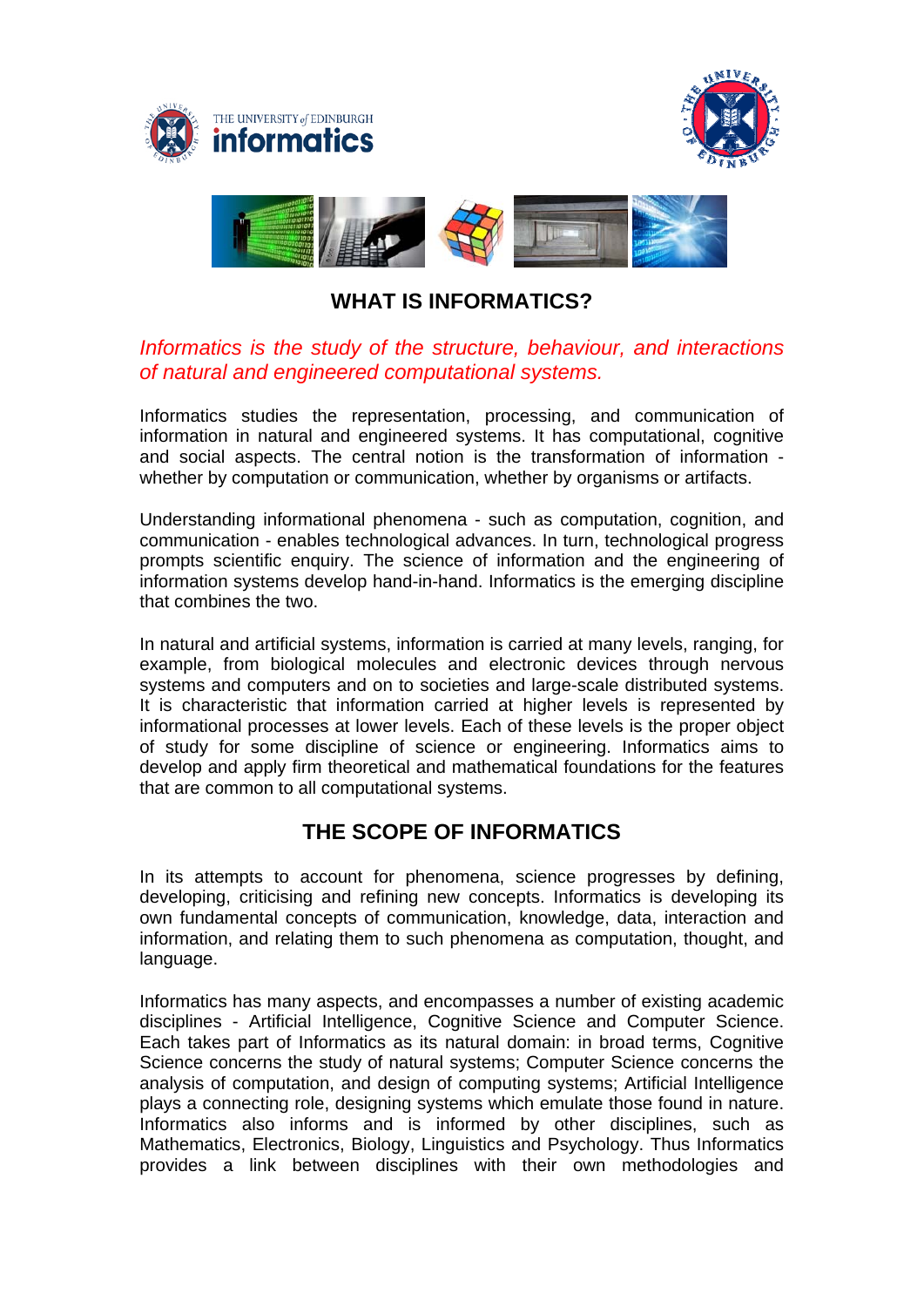# WHAT IS INFORMATICS?

*Informatics is the study of the structure, behaviour, and interactions of natural and engineered computational systems.*

Informatics studies the representation, processing, and communication of information in natural and engineered systems. It has computational, cognitive and social aspects. The central notion is the transformation of information - whether by computation or communication, whether by organisms or artifacts.

Understanding informational phenomena - such as computation, cognition, and communication - enables technological advances. In turn, technological progress prompts scientific enquiry. The science of information and the engineering of information systems develop hand-in-hand. Informatics is the emerging discipline that combines the two.

In natural and artificial systems, information is carried at many levels, ranging, for example, from biological molecules and electronic devices through nervous systems and computers and on to societies and large-scale distributed systems. It is characteristic that information carried at higher levels is represented by informational processes at lower levels. Each of these levels is the proper object of study for some discipline of science or engineering. Informatics aims to develop and apply firm theoretical and mathematical foundations for the features that are common to all computational systems.

## THE SCOPE OF INFORMATICS

In its attempts to account for phenomena, science progresses by defining, developing, criticising and refining new concepts. Informatics is developing its own fundamental concepts of communication, knowledge, data, interaction and information, and relating them to such phenomena as computation, thought, and language.

Informatics has many aspects, and encompasses a number of existing academic disciplines - Artificial Intelligence, Cognitive Science and Computer Science. Each takes part of Informatics as its natural domain: in broad terms, Cognitive Science concerns the study of natural systems; Computer Science concerns the analysis of computation, and design of computing systems; Artificial Intelligence plays a connecting role, designing systems which emulate those found in nature. Informatics also informs and is informed by other disciplines, such as Mathematics, Electronics, Biology, Linguistics and Psychology. Thus Informatics provides a link between disciplines with their own methodologies and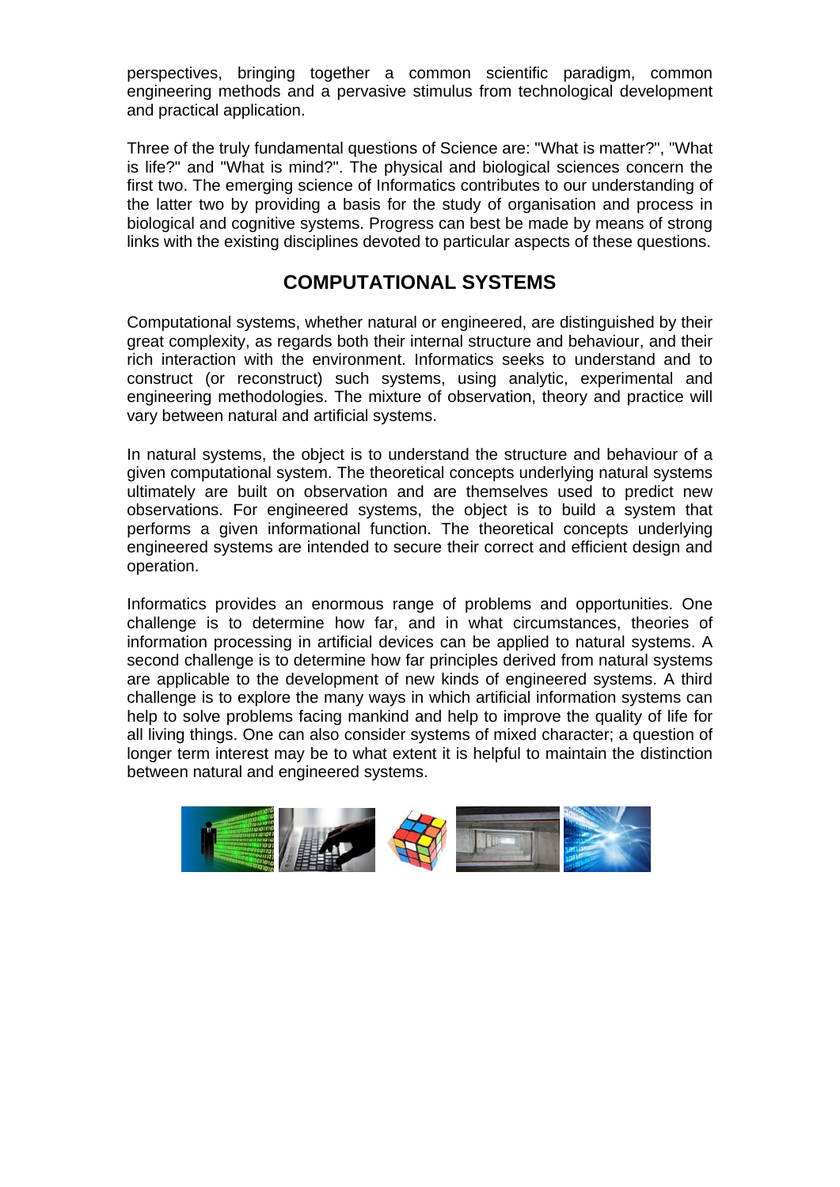perspectives, bringing together a common scientific paradigm, common engineering methods and a pervasive stimulus from technological development and practical application.

Three of the truly fundamental questions of Science are: "What is matter?", "What is life?" and "What is mind?". The physical and biological sciences concern the first two. The emerging science of Informatics contributes to our understanding of the latter two by providing a basis for the study of organisation and process in biological and cognitive systems. Progress can best be made by means of strong links with the existing disciplines devoted to particular aspects of these questions.

## COMPUTATIONAL SYSTEMS

Computational systems, whether natural or engineered, are distinguished by their great complexity, as regards both their internal structure and behaviour, and their rich interaction with the environment. Informatics seeks to understand and to construct (or reconstruct) such systems, using analytic, experimental and engineering methodologies. The mixture of observation, theory and practice will vary between natural and artificial systems.

In natural systems, the object is to understand the structure and behaviour of a given computational system. The theoretical concepts underlying natural systems ultimately are built on observation and are themselves used to predict new observations. For engineered systems, the object is to build a system that performs a given informational function. The theoretical concepts underlying engineered systems are intended to secure their correct and efficient design and operation.

Informatics provides an enormous range of problems and opportunities. One challenge is to determine how far, and in what circumstances, theories of information processing in artificial devices can be applied to natural systems. A second challenge is to determine how far principles derived from natural systems are applicable to the development of new kinds of engineered systems. A third challenge is to explore the many ways in which artificial information systems can help to solve problems facing mankind and help to improve the quality of life for all living things. One can also consider systems of mixed character; a question of longer term interest may be to what extent it is helpful to maintain the distinction between natural and engineered systems.